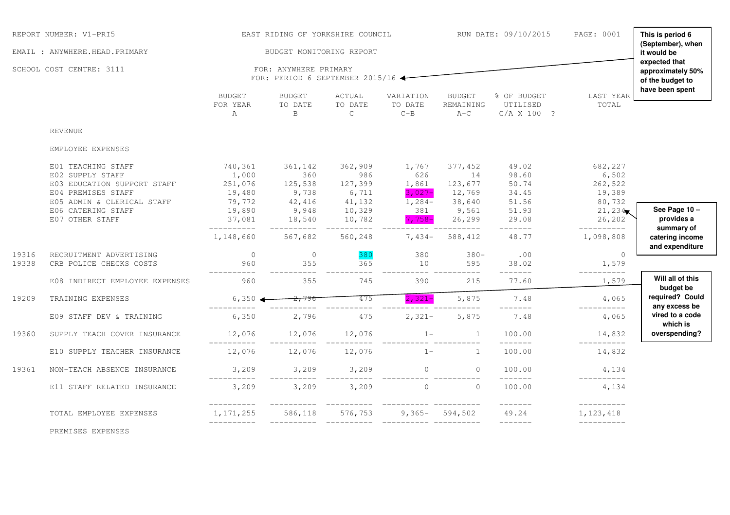REPORT NUMBER: V1-PRI5

EAST RIDING OF YORKSHIRE COUNCIL

RUN DATE: 09/10/2015

EMAIL : ANYWHERE.HEAD.PRIMARY

BUDGET MONITORING REPORT

SCHOOL COST CENTRE: 3111

FOR: ANYWHERE PRIMARY

FOR: PERIOD 6 SEPTEMBER 2015/16

**This is period 6 (September), when it would be expected that approximately 50% of the budget to have been spent**

| | | BUDGET FOR YEAR A | BUDGET TO DATE B | ACTUAL TO DATE C | VARIATION TO DATE C-B | BUDGET REMAINING A-C | % OF BUDGET UTILISED C/A X 100 ? | LAST YEAR TOTAL |
|---|---|---|---|---|---|---|---|---|
| | REVENUE | | | | | | | |
| | EMPLOYEE EXPENSES | | | | | | | |
| | E01 TEACHING STAFF | 740,361 | 361,142 | 362,909 | 1,767 | 377,452 | 49.02 | 682,227 |
| | E02 SUPPLY STAFF | 1,000 | 360 | 986 | 626 | 14 | 98.60 | 6,502 |
| | E03 EDUCATION SUPPORT STAFF | 251,076 | 125,538 | 127,399 | 1,861 | 123,677 | 50.74 | 262,522 |
| | E04 PREMISES STAFF | 19,480 | 9,738 | 6,711 | 3,027- | 12,769 | 34.45 | 19,389 |
| | E05 ADMIN & CLERICAL STAFF | 79,772 | 42,416 | 41,132 | 1,284- | 38,640 | 51.56 | 80,732 |
| | E06 CATERING STAFF | 19,890 | 9,948 | 10,329 | 381 | 9,561 | 51.93 | 21,234 |
| | E07 OTHER STAFF | 37,081 | 18,540 | 10,782 | 7,758- | 26,299 | 29.08 | 26,202 |
| | | 1,148,660 | 567,682 | 560,248 | 7,434- | 588,412 | 48.77 | 1,098,808 |
| 19316 | RECRUITMENT ADVERTISING | 0 | 0 | 380 | 380 | 380- | .00 | 0 |
| 19338 | CRB POLICE CHECKS COSTS | 960 | 355 | 365 | 10 | 595 | 38.02 | 1,579 |
| | E08 INDIRECT EMPLOYEE EXPENSES | 960 | 355 | 745 | 390 | 215 | 77.60 | 1,579 |
| 19209 | TRAINING EXPENSES | 6,350 | 2,796 | 475 | 2,321- | 5,875 | 7.48 | 4,065 |
| | E09 STAFF DEV & TRAINING | 6,350 | 2,796 | 475 | 2,321- | 5,875 | 7.48 | 4,065 |
| 19360 | SUPPLY TEACH COVER INSURANCE | 12,076 | 12,076 | 12,076 | 1- | 1 | 100.00 | 14,832 |
| | E10 SUPPLY TEACHER INSURANCE | 12,076 | 12,076 | 12,076 | 1- | 1 | 100.00 | 14,832 |
| 19361 | NON-TEACH ABSENCE INSURANCE | 3,209 | 3,209 | 3,209 | 0 | 0 | 100.00 | 4,134 |
| | E11 STAFF RELATED INSURANCE | 3,209 | 3,209 | 3,209 | 0 | 0 | 100.00 | 4,134 |
| | TOTAL EMPLOYEE EXPENSES | 1,171,255 | 586,118 | 576,753 | 9,365- | 594,502 | 49.24 | 1,123,418 |
| | PREMISES EXPENSES | | | | | | | |

**See Page 10 – provides a summary of catering income and expenditure**

**Will all of this budget be required? Could any excess be vired to a code which is overspending?**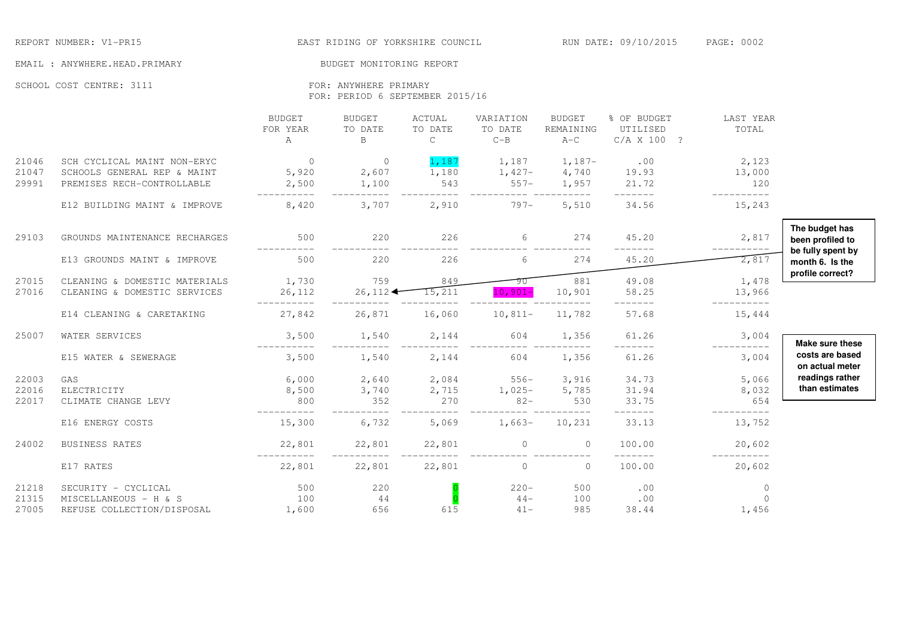REPORT NUMBER: V1-PRI5 — EAST RIDING OF YORKSHIRE COUNCIL — RUN DATE: 09/10/2015

EMAIL : ANYWHERE.HEAD.PRIMARY — BUDGET MONITORING REPORT

SCHOOL COST CENTRE: 3111 — FOR: ANYWHERE PRIMARY — FOR: PERIOD 6 SEPTEMBER 2015/16

| | | BUDGET FOR YEAR A | BUDGET TO DATE B | ACTUAL TO DATE C | VARIATION TO DATE C-B | BUDGET REMAINING A-C | % OF BUDGET UTILISED C/A X 100 ? | LAST YEAR TOTAL |
|---|---|---|---|---|---|---|---|---|
| 21046 | SCH CYCLICAL MAINT NON-ERYC | 0 | 0 | 1,187 | 1,187 | 1,187- | .00 | 2,123 |
| 21047 | SCHOOLS GENERAL REP & MAINT | 5,920 | 2,607 | 1,180 | 1,427- | 4,740 | 19.93 | 13,000 |
| 29991 | PREMISES RECH-CONTROLLABLE | 2,500 | 1,100 | 543 | 557- | 1,957 | 21.72 | 120 |
| | E12 BUILDING MAINT & IMPROVE | 8,420 | 3,707 | 2,910 | 797- | 5,510 | 34.56 | 15,243 |
| 29103 | GROUNDS MAINTENANCE RECHARGES | 500 | 220 | 226 | 6 | 274 | 45.20 | 2,817 |
| | E13 GROUNDS MAINT & IMPROVE | 500 | 220 | 226 | 6 | 274 | 45.20 | 2,817 |
| 27015 | CLEANING & DOMESTIC MATERIALS | 1,730 | 759 | 849 | 90 | 881 | 49.08 | 1,478 |
| 27016 | CLEANING & DOMESTIC SERVICES | 26,112 | 26,112 | 15,211 | 10,901- | 10,901 | 58.25 | 13,966 |
| | E14 CLEANING & CARETAKING | 27,842 | 26,871 | 16,060 | 10,811- | 11,782 | 57.68 | 15,444 |
| 25007 | WATER SERVICES | 3,500 | 1,540 | 2,144 | 604 | 1,356 | 61.26 | 3,004 |
| | E15 WATER & SEWERAGE | 3,500 | 1,540 | 2,144 | 604 | 1,356 | 61.26 | 3,004 |
| 22003 | GAS | 6,000 | 2,640 | 2,084 | 556- | 3,916 | 34.73 | 5,066 |
| 22016 | ELECTRICITY | 8,500 | 3,740 | 2,715 | 1,025- | 5,785 | 31.94 | 8,032 |
| 22017 | CLIMATE CHANGE LEVY | 800 | 352 | 270 | 82- | 530 | 33.75 | 654 |
| | E16 ENERGY COSTS | 15,300 | 6,732 | 5,069 | 1,663- | 10,231 | 33.13 | 13,752 |
| 24002 | BUSINESS RATES | 22,801 | 22,801 | 22,801 | 0 | 0 | 100.00 | 20,602 |
| | E17 RATES | 22,801 | 22,801 | 22,801 | 0 | 0 | 100.00 | 20,602 |
| 21218 | SECURITY - CYCLICAL | 500 | 220 | 0 | 220- | 500 | .00 | 0 |
| 21315 | MISCELLANEOUS - H & S | 100 | 44 | 0 | 44- | 100 | .00 | 0 |
| 27005 | REFUSE COLLECTION/DISPOSAL | 1,600 | 656 | 615 | 41- | 985 | 38.44 | 1,456 |

**The budget has been profiled to be fully spent by month 6. Is the profile correct?**

**Make sure these costs are based on actual meter readings rather than estimates**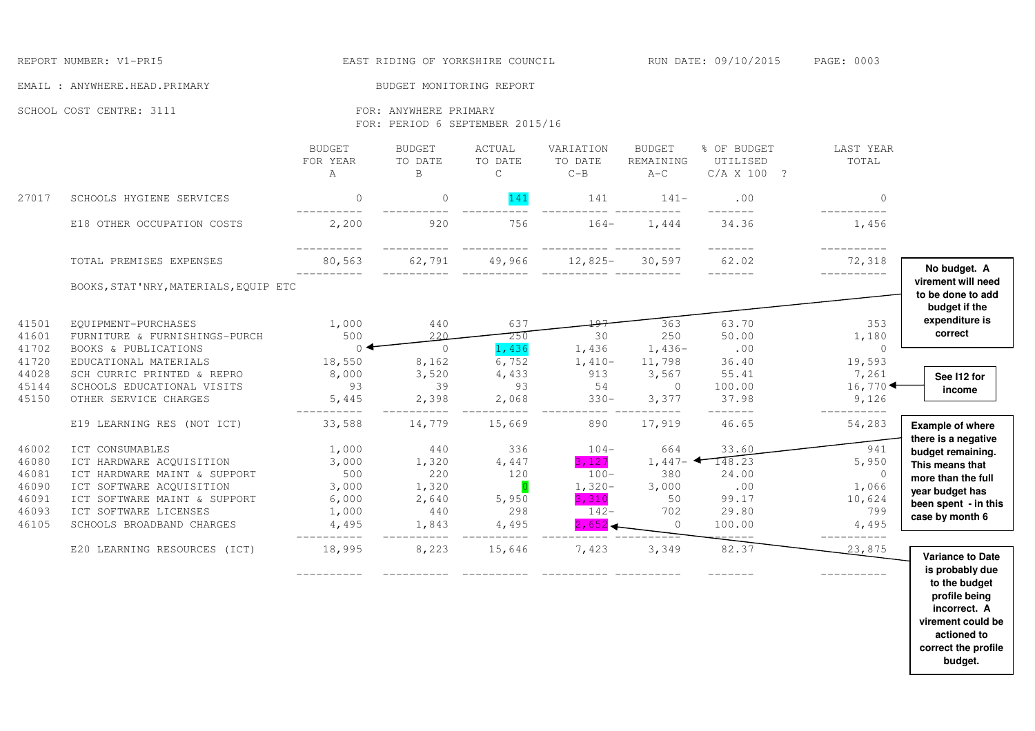REPORT NUMBER: V1-PRI5 EAST RIDING OF YORKSHIRE COUNCIL RUN DATE: 09/10/2015

EMAIL : ANYWHERE.HEAD.PRIMARY BUDGET MONITORING REPORT

SCHOOL COST CENTRE: 3111 FOR: ANYWHERE PRIMARY
FOR: PERIOD 6 SEPTEMBER 2015/16

| | | BUDGET FOR YEAR A | BUDGET TO DATE B | ACTUAL TO DATE C | VARIATION TO DATE C-B | BUDGET REMAINING A-C | % OF BUDGET UTILISED C/A X 100 ? | LAST YEAR TOTAL |
|---|---|---|---|---|---|---|---|---|
| 27017 | SCHOOLS HYGIENE SERVICES | 0 | 0 | 141 | 141 | 141- | .00 | 0 |
| | E18 OTHER OCCUPATION COSTS | 2,200 | 920 | 756 | 164- | 1,444 | 34.36 | 1,456 |
| | TOTAL PREMISES EXPENSES | 80,563 | 62,791 | 49,966 | 12,825- | 30,597 | 62.02 | 72,318 |
| | BOOKS,STAT'NRY,MATERIALS,EQUIP ETC | | | | | | | |
| 41501 | EQUIPMENT-PURCHASES | 1,000 | 440 | 637 | 197 | 363 | 63.70 | 353 |
| 41601 | FURNITURE & FURNISHINGS-PURCH | 500 | 220 | 250 | 30 | 250 | 50.00 | 1,180 |
| 41702 | BOOKS & PUBLICATIONS | 0 | 0 | 1,436 | 1,436 | 1,436- | .00 | 0 |
| 41720 | EDUCATIONAL MATERIALS | 18,550 | 8,162 | 6,752 | 1,410- | 11,798 | 36.40 | 19,593 |
| 44028 | SCH CURRIC PRINTED & REPRO | 8,000 | 3,520 | 4,433 | 913 | 3,567 | 55.41 | 7,261 |
| 45144 | SCHOOLS EDUCATIONAL VISITS | 93 | 39 | 93 | 54 | 0 | 100.00 | 16,770 |
| 45150 | OTHER SERVICE CHARGES | 5,445 | 2,398 | 2,068 | 330- | 3,377 | 37.98 | 9,126 |
| | E19 LEARNING RES (NOT ICT) | 33,588 | 14,779 | 15,669 | 890 | 17,919 | 46.65 | 54,283 |
| 46002 | ICT CONSUMABLES | 1,000 | 440 | 336 | 104- | 664 | 33.60 | 941 |
| 46080 | ICT HARDWARE ACQUISITION | 3,000 | 1,320 | 4,447 | 3,127 | 1,447- | 148.23 | 5,950 |
| 46081 | ICT HARDWARE MAINT & SUPPORT | 500 | 220 | 120 | 100- | 380 | 24.00 | 0 |
| 46090 | ICT SOFTWARE ACQUISITION | 3,000 | 1,320 | 0 | 1,320- | 3,000 | .00 | 1,066 |
| 46091 | ICT SOFTWARE MAINT & SUPPORT | 6,000 | 2,640 | 5,950 | 3,310 | 50 | 99.17 | 10,624 |
| 46093 | ICT SOFTWARE LICENSES | 1,000 | 440 | 298 | 142- | 702 | 29.80 | 799 |
| 46105 | SCHOOLS BROADBAND CHARGES | 4,495 | 1,843 | 4,495 | 2,652 | 0 | 100.00 | 4,495 |
| | E20 LEARNING RESOURCES (ICT) | 18,995 | 8,223 | 15,646 | 7,423 | 3,349 | 82.37 | 23,875 |

**No budget. A virement will need to be done to add budget if the expenditure is correct**

**See I12 for income**

**Example of where there is a negative budget remaining. This means that more than the full year budget has been spent - in this case by month 6**

**Variance to Date is probably due to the budget profile being incorrect. A virement could be actioned to correct the profile budget.**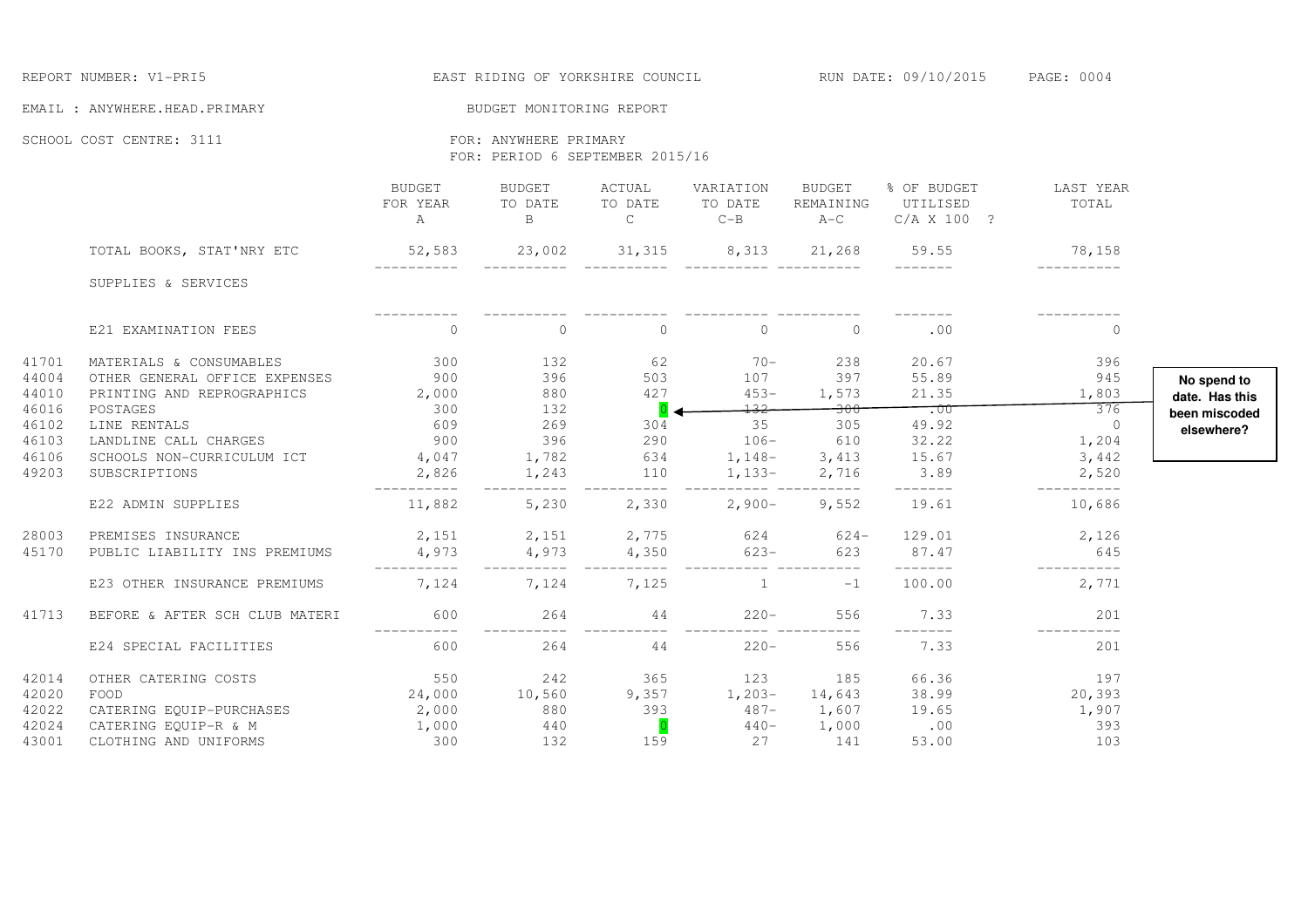REPORT NUMBER: V1-PRI5

EAST RIDING OF YORKSHIRE COUNCIL

RUN DATE: 09/10/2015

EMAIL : ANYWHERE.HEAD.PRIMARY

BUDGET MONITORING REPORT

SCHOOL COST CENTRE: 3111

FOR: ANYWHERE PRIMARY
FOR: PERIOD 6 SEPTEMBER 2015/16

| | | BUDGET FOR YEAR A | BUDGET TO DATE B | ACTUAL TO DATE C | VARIATION TO DATE C-B | BUDGET REMAINING A-C | % OF BUDGET UTILISED C/A X 100 ? | LAST YEAR TOTAL |
|---|---|---|---|---|---|---|---|---|
| | TOTAL BOOKS, STAT'NRY ETC | 52,583 | 23,002 | 31,315 | 8,313 | 21,268 | 59.55 | 78,158 |
| | SUPPLIES & SERVICES | | | | | | | |
| | E21 EXAMINATION FEES | 0 | 0 | 0 | 0 | 0 | .00 | 0 |
| 41701 | MATERIALS & CONSUMABLES | 300 | 132 | 62 | 70- | 238 | 20.67 | 396 |
| 44004 | OTHER GENERAL OFFICE EXPENSES | 900 | 396 | 503 | 107 | 397 | 55.89 | 945 |
| 44010 | PRINTING AND REPROGRAPHICS | 2,000 | 880 | 427 | 453- | 1,573 | 21.35 | 1,803 |
| 46016 | POSTAGES | 300 | 132 | 0 | 132- | 300 | .00 | 376 |
| 46102 | LINE RENTALS | 609 | 269 | 304 | 35 | 305 | 49.92 | 0 |
| 46103 | LANDLINE CALL CHARGES | 900 | 396 | 290 | 106- | 610 | 32.22 | 1,204 |
| 46106 | SCHOOLS NON-CURRICULUM ICT | 4,047 | 1,782 | 634 | 1,148- | 3,413 | 15.67 | 3,442 |
| 49203 | SUBSCRIPTIONS | 2,826 | 1,243 | 110 | 1,133- | 2,716 | 3.89 | 2,520 |
| | E22 ADMIN SUPPLIES | 11,882 | 5,230 | 2,330 | 2,900- | 9,552 | 19.61 | 10,686 |
| 28003 | PREMISES INSURANCE | 2,151 | 2,151 | 2,775 | 624 | 624- | 129.01 | 2,126 |
| 45170 | PUBLIC LIABILITY INS PREMIUMS | 4,973 | 4,973 | 4,350 | 623- | 623 | 87.47 | 645 |
| | E23 OTHER INSURANCE PREMIUMS | 7,124 | 7,124 | 7,125 | 1 | -1 | 100.00 | 2,771 |
| 41713 | BEFORE & AFTER SCH CLUB MATERI | 600 | 264 | 44 | 220- | 556 | 7.33 | 201 |
| | E24 SPECIAL FACILITIES | 600 | 264 | 44 | 220- | 556 | 7.33 | 201 |
| 42014 | OTHER CATERING COSTS | 550 | 242 | 365 | 123 | 185 | 66.36 | 197 |
| 42020 | FOOD | 24,000 | 10,560 | 9,357 | 1,203- | 14,643 | 38.99 | 20,393 |
| 42022 | CATERING EQUIP-PURCHASES | 2,000 | 880 | 393 | 487- | 1,607 | 19.65 | 1,907 |
| 42024 | CATERING EQUIP-R & M | 1,000 | 440 | 0 | 440- | 1,000 | .00 | 393 |
| 43001 | CLOTHING AND UNIFORMS | 300 | 132 | 159 | 27 | 141 | 53.00 | 103 |

**No spend to date. Has this been miscoded elsewhere?**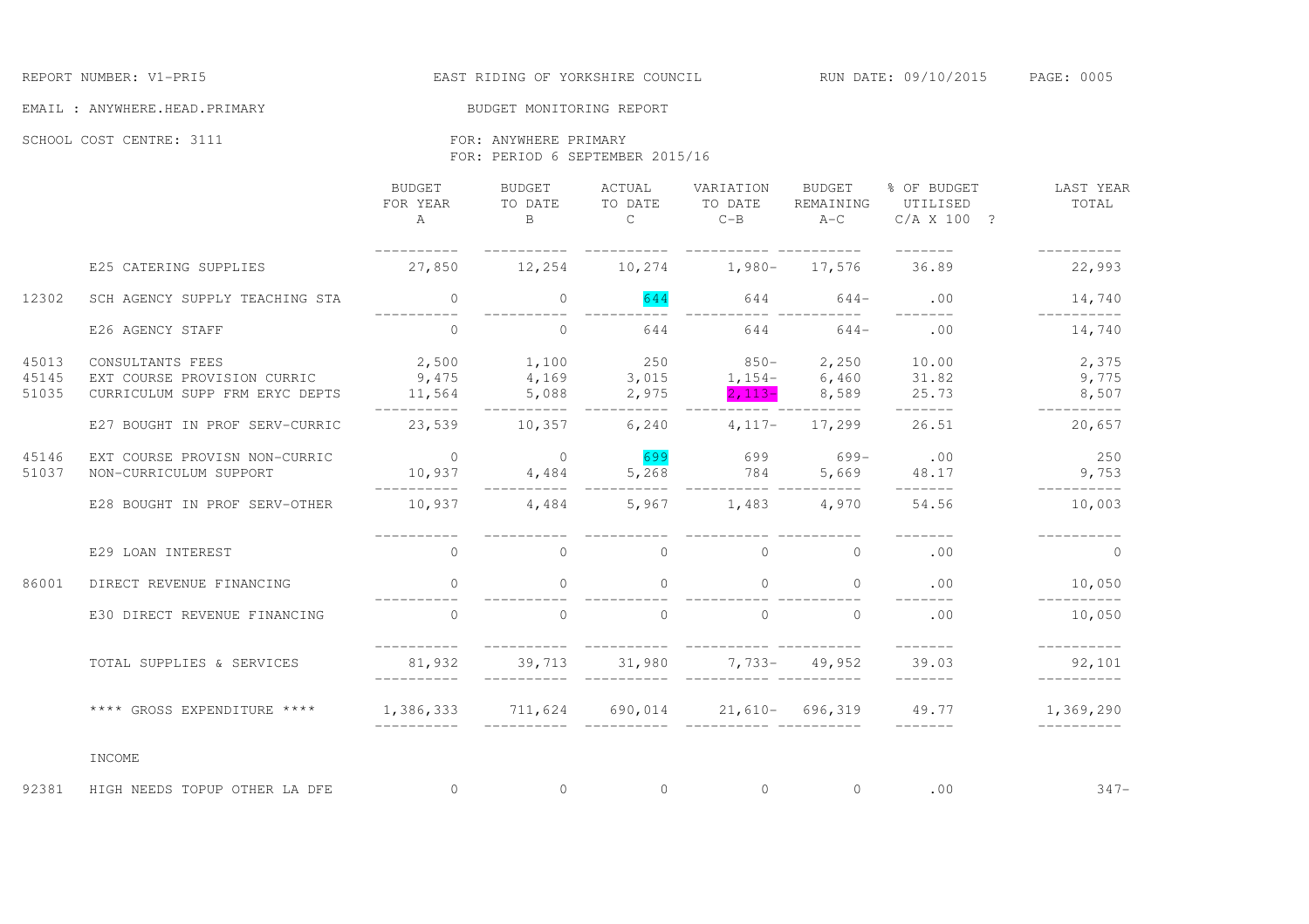REPORT NUMBER: V1-PRI5 | EAST RIDING OF YORKSHIRE COUNCIL | RUN DATE: 09/10/2015

EMAIL : ANYWHERE.HEAD.PRIMARY | BUDGET MONITORING REPORT

SCHOOL COST CENTRE: 3111 | FOR: ANYWHERE PRIMARY

FOR: PERIOD 6 SEPTEMBER 2015/16

| | | BUDGET FOR YEAR A | BUDGET TO DATE B | ACTUAL TO DATE C | VARIATION TO DATE C-B | BUDGET REMAINING A-C | % OF BUDGET UTILISED C/A X 100 ? | LAST YEAR TOTAL |
|---|---|---|---|---|---|---|---|---|
| | E25 CATERING SUPPLIES | 27,850 | 12,254 | 10,274 | 1,980- | 17,576 | 36.89 | 22,993 |
| 12302 | SCH AGENCY SUPPLY TEACHING STA | 0 | 0 | 644 | 644 | 644- | .00 | 14,740 |
| | E26 AGENCY STAFF | 0 | 0 | 644 | 644 | 644- | .00 | 14,740 |
| 45013 | CONSULTANTS FEES | 2,500 | 1,100 | 250 | 850- | 2,250 | 10.00 | 2,375 |
| 45145 | EXT COURSE PROVISION CURRIC | 9,475 | 4,169 | 3,015 | 1,154- | 6,460 | 31.82 | 9,775 |
| 51035 | CURRICULUM SUPP FRM ERYC DEPTS | 11,564 | 5,088 | 2,975 | 2,113- | 8,589 | 25.73 | 8,507 |
| | E27 BOUGHT IN PROF SERV-CURRIC | 23,539 | 10,357 | 6,240 | 4,117- | 17,299 | 26.51 | 20,657 |
| 45146 | EXT COURSE PROVISN NON-CURRIC | 0 | 0 | 699 | 699 | 699- | .00 | 250 |
| 51037 | NON-CURRICULUM SUPPORT | 10,937 | 4,484 | 5,268 | 784 | 5,669 | 48.17 | 9,753 |
| | E28 BOUGHT IN PROF SERV-OTHER | 10,937 | 4,484 | 5,967 | 1,483 | 4,970 | 54.56 | 10,003 |
| | E29 LOAN INTEREST | 0 | 0 | 0 | 0 | 0 | .00 | 0 |
| 86001 | DIRECT REVENUE FINANCING | 0 | 0 | 0 | 0 | 0 | .00 | 10,050 |
| | E30 DIRECT REVENUE FINANCING | 0 | 0 | 0 | 0 | 0 | .00 | 10,050 |
| | TOTAL SUPPLIES & SERVICES | 81,932 | 39,713 | 31,980 | 7,733- | 49,952 | 39.03 | 92,101 |
| | **** GROSS EXPENDITURE **** | 1,386,333 | 711,624 | 690,014 | 21,610- | 696,319 | 49.77 | 1,369,290 |
| | INCOME | | | | | | | |
| 92381 | HIGH NEEDS TOPUP OTHER LA DFE | 0 | 0 | 0 | 0 | 0 | .00 | 347- |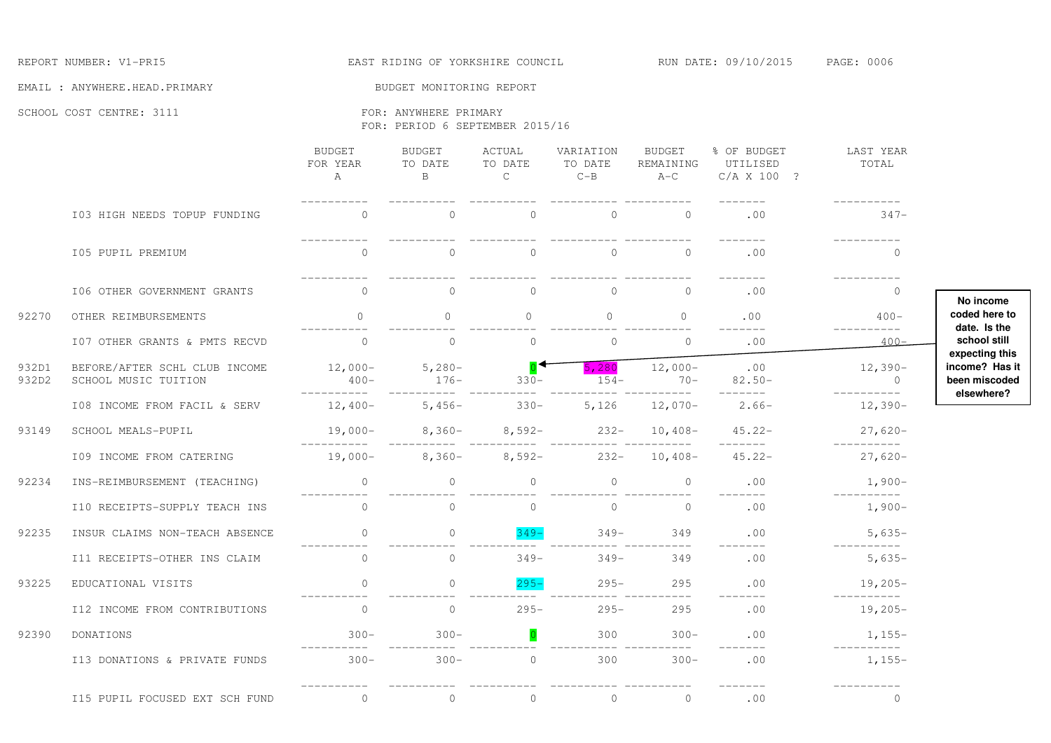REPORT NUMBER: V1-PRI5

EAST RIDING OF YORKSHIRE COUNCIL

RUN DATE: 09/10/2015

EMAIL : ANYWHERE.HEAD.PRIMARY

BUDGET MONITORING REPORT

SCHOOL COST CENTRE: 3111

FOR: ANYWHERE PRIMARY

FOR: PERIOD 6 SEPTEMBER 2015/16

| | | BUDGET FOR YEAR A | BUDGET TO DATE B | ACTUAL TO DATE C | VARIATION TO DATE C-B | BUDGET REMAINING A-C | % OF BUDGET UTILISED C/A X 100 ? | LAST YEAR TOTAL |
|---|---|---|---|---|---|---|---|---|
| | I03 HIGH NEEDS TOPUP FUNDING | 0 | 0 | 0 | 0 | 0 | .00 | 347- |
| | I05 PUPIL PREMIUM | 0 | 0 | 0 | 0 | 0 | .00 | 0 |
| | I06 OTHER GOVERNMENT GRANTS | 0 | 0 | 0 | 0 | 0 | .00 | 0 |
| 92270 | OTHER REIMBURSEMENTS | 0 | 0 | 0 | 0 | 0 | .00 | 400- |
| | I07 OTHER GRANTS & PMTS RECVD | 0 | 0 | 0 | 0 | 0 | .00 | 400- |
| 932D1 | BEFORE/AFTER SCHL CLUB INCOME | 12,000- | 5,280- | 0 | 5,280 | 12,000- | .00 | 12,390- |
| 932D2 | SCHOOL MUSIC TUITION | 400- | 176- | 330- | 154- | 70- | 82.50- | 0 |
| | I08 INCOME FROM FACIL & SERV | 12,400- | 5,456- | 330- | 5,126 | 12,070- | 2.66- | 12,390- |
| 93149 | SCHOOL MEALS-PUPIL | 19,000- | 8,360- | 8,592- | 232- | 10,408- | 45.22- | 27,620- |
| | I09 INCOME FROM CATERING | 19,000- | 8,360- | 8,592- | 232- | 10,408- | 45.22- | 27,620- |
| 92234 | INS-REIMBURSEMENT (TEACHING) | 0 | 0 | 0 | 0 | 0 | .00 | 1,900- |
| | I10 RECEIPTS-SUPPLY TEACH INS | 0 | 0 | 0 | 0 | 0 | .00 | 1,900- |
| 92235 | INSUR CLAIMS NON-TEACH ABSENCE | 0 | 0 | 349- | 349- | 349 | .00 | 5,635- |
| | I11 RECEIPTS-OTHER INS CLAIM | 0 | 0 | 349- | 349- | 349 | .00 | 5,635- |
| 93225 | EDUCATIONAL VISITS | 0 | 0 | 295- | 295- | 295 | .00 | 19,205- |
| | I12 INCOME FROM CONTRIBUTIONS | 0 | 0 | 295- | 295- | 295 | .00 | 19,205- |
| 92390 | DONATIONS | 300- | 300- | 0 | 300 | 300- | .00 | 1,155- |
| | I13 DONATIONS & PRIVATE FUNDS | 300- | 300- | 0 | 300 | 300- | .00 | 1,155- |
| | I15 PUPIL FOCUSED EXT SCH FUND | 0 | 0 | 0 | 0 | 0 | .00 | 0 |

**No income coded here to date. Is the school still expecting this income? Has it been miscoded elsewhere?**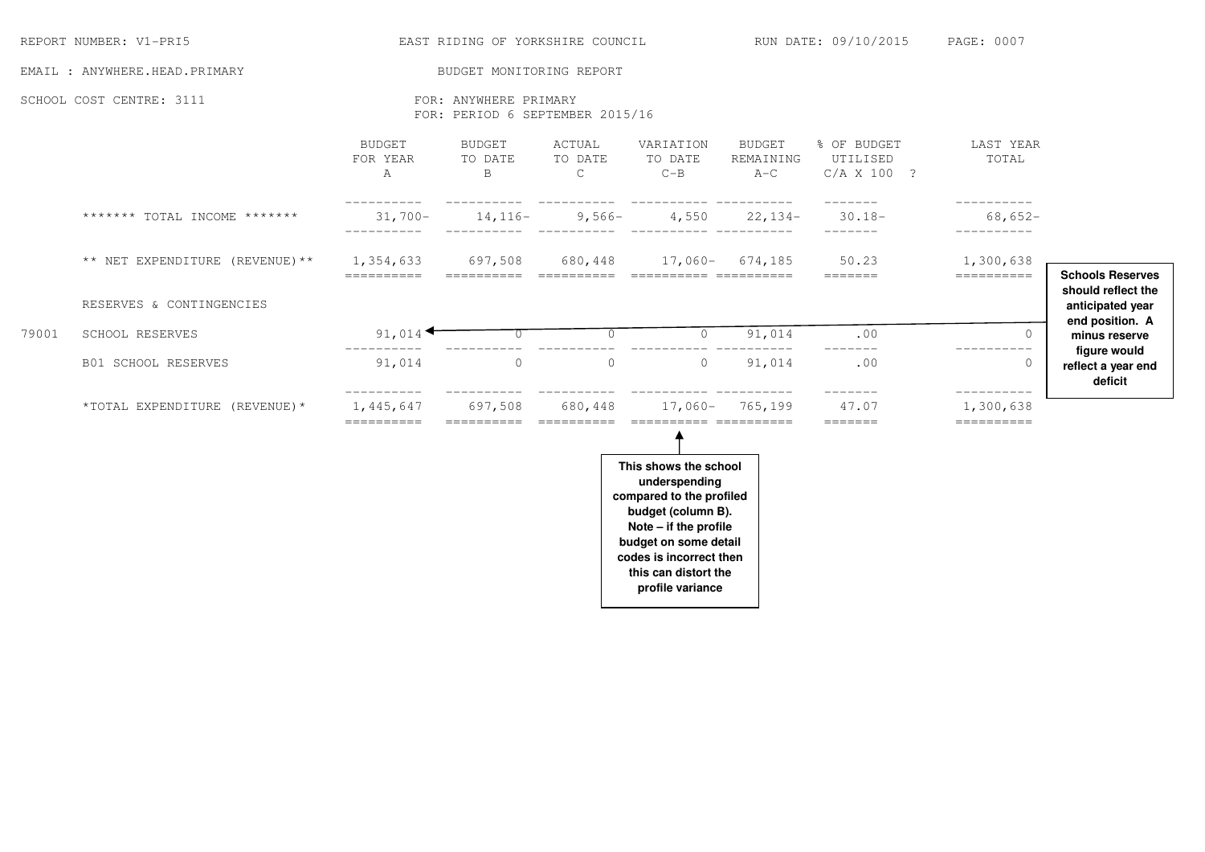REPORT NUMBER: V1-PRI5 EAST RIDING OF YORKSHIRE COUNCIL RUN DATE: 09/10/2015 PAGE: 0007

EMAIL : ANYWHERE.HEAD.PRIMARY BUDGET MONITORING REPORT

SCHOOL COST CENTRE: 3111 FOR: ANYWHERE PRIMARY

FOR: PERIOD 6 SEPTEMBER 2015/16

| | | BUDGET FOR YEAR A | BUDGET TO DATE B | ACTUAL TO DATE C | VARIATION TO DATE C-B | BUDGET REMAINING A-C | % OF BUDGET UTILISED C/A X 100 ? | LAST YEAR TOTAL |
|---|---|---|---|---|---|---|---|---|
| | ******* TOTAL INCOME ******* | 31,700- | 14,116- | 9,566- | 4,550 | 22,134- | 30.18- | 68,652- |
| | ** NET EXPENDITURE (REVENUE)** | 1,354,633 | 697,508 | 680,448 | 17,060- | 674,185 | 50.23 | 1,300,638 |
| | RESERVES & CONTINGENCIES | | | | | | | |
| 79001 | SCHOOL RESERVES | 91,014 | 0 | 0 | 0 | 91,014 | .00 | 0 |
| | B01 SCHOOL RESERVES | 91,014 | 0 | 0 | 0 | 91,014 | .00 | 0 |
| | *TOTAL EXPENDITURE (REVENUE)* | 1,445,647 | 697,508 | 680,448 | 17,060- | 765,199 | 47.07 | 1,300,638 |

**Schools Reserves should reflect the anticipated year end position. A minus reserve figure would reflect a year end deficit**

**This shows the school underspending compared to the profiled budget (column B). Note – if the profile budget on some detail codes is incorrect then this can distort the profile variance**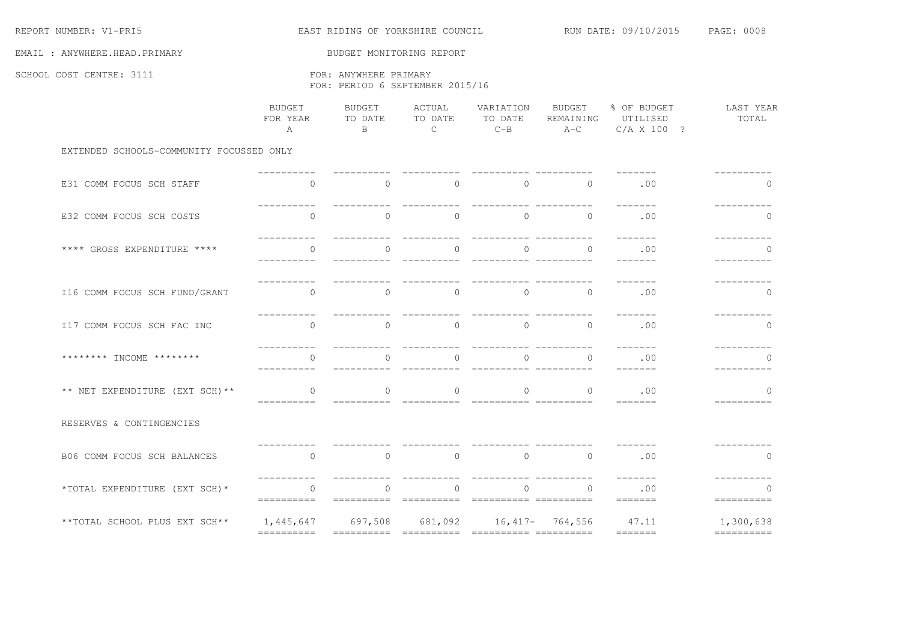REPORT NUMBER: V1-PRI5 EAST RIDING OF YORKSHIRE COUNCIL RUN DATE: 09/10/2015

EMAIL : ANYWHERE.HEAD.PRIMARY BUDGET MONITORING REPORT

SCHOOL COST CENTRE: 3111 FOR: ANYWHERE PRIMARY

FOR: PERIOD 6 SEPTEMBER 2015/16

| | BUDGET FOR YEAR A | BUDGET TO DATE B | ACTUAL TO DATE C | VARIATION TO DATE C-B | BUDGET REMAINING A-C | % OF BUDGET UTILISED C/A X 100 ? | LAST YEAR TOTAL |
|---|---|---|---|---|---|---|---|
| EXTENDED SCHOOLS-COMMUNITY FOCUSSED ONLY | | | | | | | |
| E31 COMM FOCUS SCH STAFF | 0 | 0 | 0 | 0 | 0 | .00 | 0 |
| E32 COMM FOCUS SCH COSTS | 0 | 0 | 0 | 0 | 0 | .00 | 0 |
| **** GROSS EXPENDITURE **** | 0 | 0 | 0 | 0 | 0 | .00 | 0 |
| I16 COMM FOCUS SCH FUND/GRANT | 0 | 0 | 0 | 0 | 0 | .00 | 0 |
| I17 COMM FOCUS SCH FAC INC | 0 | 0 | 0 | 0 | 0 | .00 | 0 |
| ******** INCOME ******** | 0 | 0 | 0 | 0 | 0 | .00 | 0 |
| ** NET EXPENDITURE (EXT SCH)** | 0 | 0 | 0 | 0 | 0 | .00 | 0 |
| RESERVES & CONTINGENCIES | | | | | | | |
| B06 COMM FOCUS SCH BALANCES | 0 | 0 | 0 | 0 | 0 | .00 | 0 |
| *TOTAL EXPENDITURE (EXT SCH)* | 0 | 0 | 0 | 0 | 0 | .00 | 0 |
| **TOTAL SCHOOL PLUS EXT SCH** | 1,445,647 | 697,508 | 681,092 | 16,417- | 764,556 | 47.11 | 1,300,638 |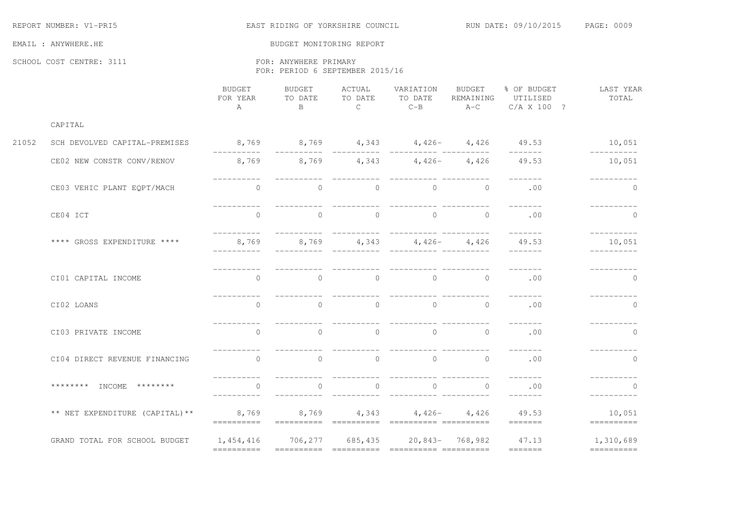REPORT NUMBER: V1-PRI5 — EAST RIDING OF YORKSHIRE COUNCIL — RUN DATE: 09/10/2015

EMAIL : ANYWHERE.HE — BUDGET MONITORING REPORT

SCHOOL COST CENTRE: 3111 — FOR: ANYWHERE PRIMARY
FOR: PERIOD 6 SEPTEMBER 2015/16

| | | BUDGET FOR YEAR A | BUDGET TO DATE B | ACTUAL TO DATE C | VARIATION TO DATE C-B | BUDGET REMAINING A-C | % OF BUDGET UTILISED C/A X 100 ? | LAST YEAR TOTAL |
|---|---|---|---|---|---|---|---|---|
| | CAPITAL | | | | | | | |
| 21052 | SCH DEVOLVED CAPITAL-PREMISES | 8,769 | 8,769 | 4,343 | 4,426- | 4,426 | 49.53 | 10,051 |
| | CE02 NEW CONSTR CONV/RENOV | 8,769 | 8,769 | 4,343 | 4,426- | 4,426 | 49.53 | 10,051 |
| | CE03 VEHIC PLANT EQPT/MACH | 0 | 0 | 0 | 0 | 0 | .00 | 0 |
| | CE04 ICT | 0 | 0 | 0 | 0 | 0 | .00 | 0 |
| | **** GROSS EXPENDITURE **** | 8,769 | 8,769 | 4,343 | 4,426- | 4,426 | 49.53 | 10,051 |
| | CI01 CAPITAL INCOME | 0 | 0 | 0 | 0 | 0 | .00 | 0 |
| | CI02 LOANS | 0 | 0 | 0 | 0 | 0 | .00 | 0 |
| | CI03 PRIVATE INCOME | 0 | 0 | 0 | 0 | 0 | .00 | 0 |
| | CI04 DIRECT REVENUE FINANCING | 0 | 0 | 0 | 0 | 0 | .00 | 0 |
| | ******** INCOME ******** | 0 | 0 | 0 | 0 | 0 | .00 | 0 |
| | ** NET EXPENDITURE (CAPITAL)** | 8,769 | 8,769 | 4,343 | 4,426- | 4,426 | 49.53 | 10,051 |
| | GRAND TOTAL FOR SCHOOL BUDGET | 1,454,416 | 706,277 | 685,435 | 20,843- | 768,982 | 47.13 | 1,310,689 |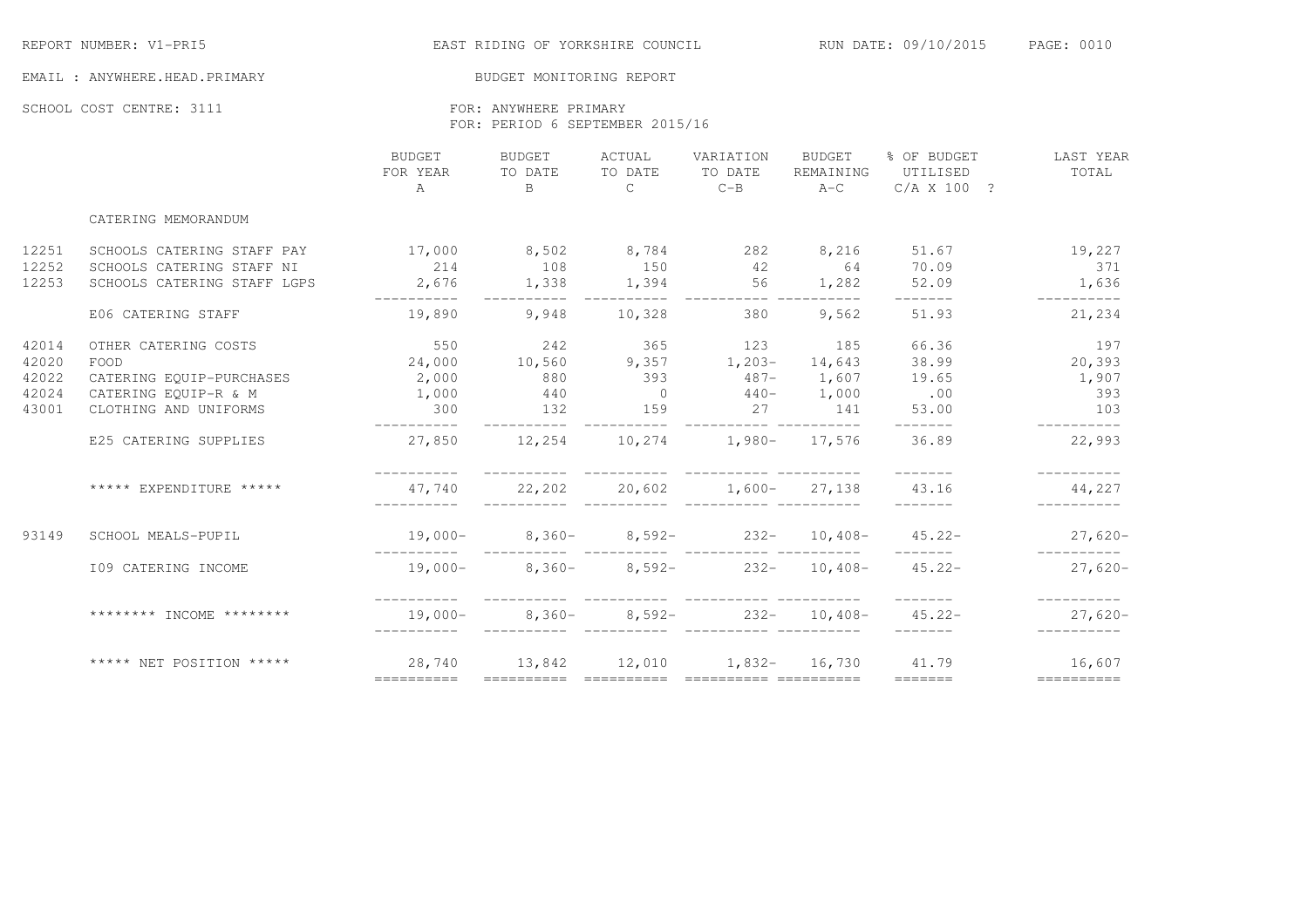REPORT NUMBER: V1-PRI5 — EAST RIDING OF YORKSHIRE COUNCIL — RUN DATE: 09/10/2015

EMAIL : ANYWHERE.HEAD.PRIMARY

BUDGET MONITORING REPORT

SCHOOL COST CENTRE: 3111

FOR: ANYWHERE PRIMARY
FOR: PERIOD 6 SEPTEMBER 2015/16

| | | BUDGET FOR YEAR A | BUDGET TO DATE B | ACTUAL TO DATE C | VARIATION TO DATE C-B | BUDGET REMAINING A-C | % OF BUDGET UTILISED C/A X 100 ? | LAST YEAR TOTAL |
|---|---|---|---|---|---|---|---|---|
| | CATERING MEMORANDUM | | | | | | | |
| 12251 | SCHOOLS CATERING STAFF PAY | 17,000 | 8,502 | 8,784 | 282 | 8,216 | 51.67 | 19,227 |
| 12252 | SCHOOLS CATERING STAFF NI | 214 | 108 | 150 | 42 | 64 | 70.09 | 371 |
| 12253 | SCHOOLS CATERING STAFF LGPS | 2,676 | 1,338 | 1,394 | 56 | 1,282 | 52.09 | 1,636 |
| | E06 CATERING STAFF | 19,890 | 9,948 | 10,328 | 380 | 9,562 | 51.93 | 21,234 |
| 42014 | OTHER CATERING COSTS | 550 | 242 | 365 | 123 | 185 | 66.36 | 197 |
| 42020 | FOOD | 24,000 | 10,560 | 9,357 | 1,203- | 14,643 | 38.99 | 20,393 |
| 42022 | CATERING EQUIP-PURCHASES | 2,000 | 880 | 393 | 487- | 1,607 | 19.65 | 1,907 |
| 42024 | CATERING EQUIP-R & M | 1,000 | 440 | 0 | 440- | 1,000 | .00 | 393 |
| 43001 | CLOTHING AND UNIFORMS | 300 | 132 | 159 | 27 | 141 | 53.00 | 103 |
| | E25 CATERING SUPPLIES | 27,850 | 12,254 | 10,274 | 1,980- | 17,576 | 36.89 | 22,993 |
| | ***** EXPENDITURE ***** | 47,740 | 22,202 | 20,602 | 1,600- | 27,138 | 43.16 | 44,227 |
| 93149 | SCHOOL MEALS-PUPIL | 19,000- | 8,360- | 8,592- | 232- | 10,408- | 45.22- | 27,620- |
| | I09 CATERING INCOME | 19,000- | 8,360- | 8,592- | 232- | 10,408- | 45.22- | 27,620- |
| | ******** INCOME ******** | 19,000- | 8,360- | 8,592- | 232- | 10,408- | 45.22- | 27,620- |
| | ***** NET POSITION ***** | 28,740 | 13,842 | 12,010 | 1,832- | 16,730 | 41.79 | 16,607 |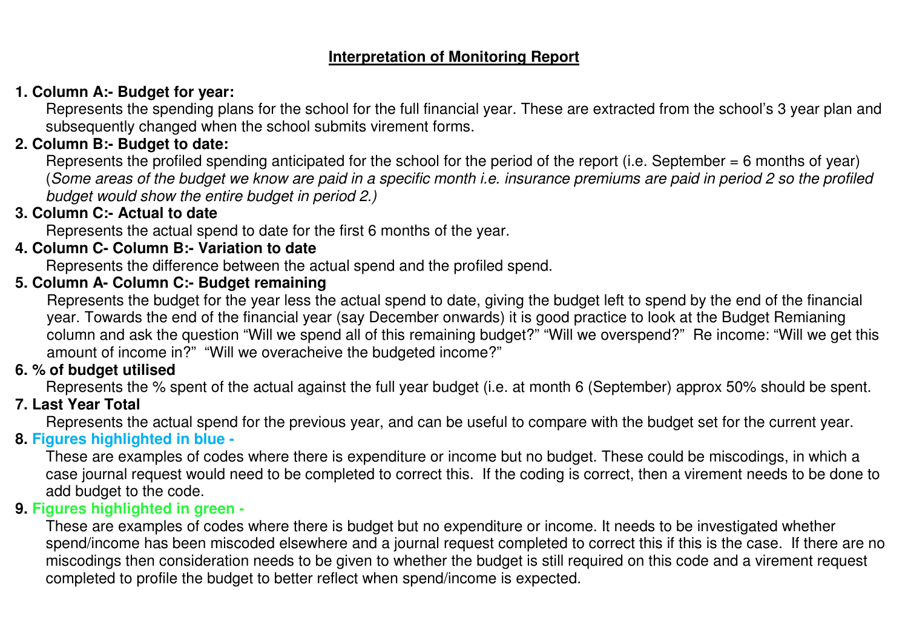# Interpretation of Monitoring Report

**1. Column A:- Budget for year:**

Represents the spending plans for the school for the full financial year. These are extracted from the school's 3 year plan and subsequently changed when the school submits virement forms.

**2. Column B:- Budget to date:**

Represents the profiled spending anticipated for the school for the period of the report (i.e. September = 6 months of year) (*Some areas of the budget we know are paid in a specific month i.e. insurance premiums are paid in period 2 so the profiled budget would show the entire budget in period 2.)*

**3. Column C:- Actual to date**

Represents the actual spend to date for the first 6 months of the year.

**4. Column C- Column B:- Variation to date**

Represents the difference between the actual spend and the profiled spend.

**5. Column A- Column C:- Budget remaining**

Represents the budget for the year less the actual spend to date, giving the budget left to spend by the end of the financial year. Towards the end of the financial year (say December onwards) it is good practice to look at the Budget Remianing column and ask the question "Will we spend all of this remaining budget?" "Will we overspend?" Re income: "Will we get this amount of income in?" "Will we overacheive the budgeted income?"

**6. % of budget utilised**

Represents the % spent of the actual against the full year budget (i.e. at month 6 (September) approx 50% should be spent.

**7. Last Year Total**

Represents the actual spend for the previous year, and can be useful to compare with the budget set for the current year.

**8. Figures highlighted in blue -**

These are examples of codes where there is expenditure or income but no budget. These could be miscodings, in which a case journal request would need to be completed to correct this. If the coding is correct, then a virement needs to be done to add budget to the code.

**9. Figures highlighted in green -**

These are examples of codes where there is budget but no expenditure or income. It needs to be investigated whether spend/income has been miscoded elsewhere and a journal request completed to correct this if this is the case. If there are no miscodings then consideration needs to be given to whether the budget is still required on this code and a virement request completed to profile the budget to better reflect when spend/income is expected.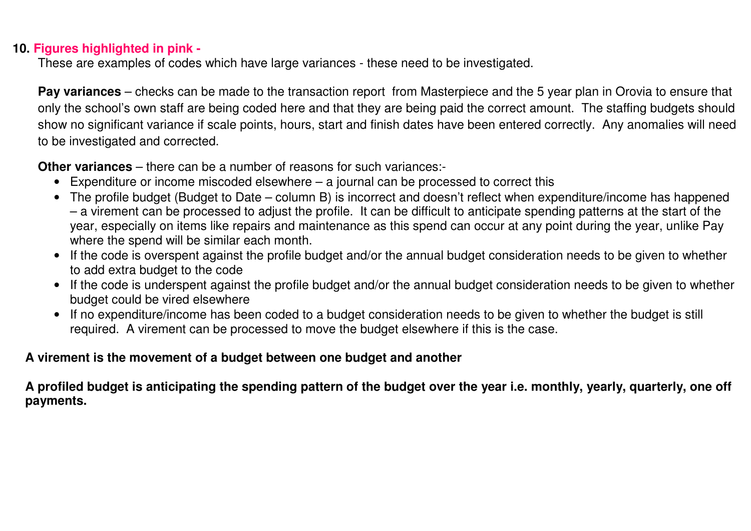**10. Figures highlighted in pink -**

These are examples of codes which have large variances - these need to be investigated.

**Pay variances** – checks can be made to the transaction report from Masterpiece and the 5 year plan in Orovia to ensure that only the school's own staff are being coded here and that they are being paid the correct amount. The staffing budgets should show no significant variance if scale points, hours, start and finish dates have been entered correctly. Any anomalies will need to be investigated and corrected.

**Other variances** – there can be a number of reasons for such variances:-

- Expenditure or income miscoded elsewhere – a journal can be processed to correct this
- The profile budget (Budget to Date – column B) is incorrect and doesn't reflect when expenditure/income has happened – a virement can be processed to adjust the profile. It can be difficult to anticipate spending patterns at the start of the year, especially on items like repairs and maintenance as this spend can occur at any point during the year, unlike Pay where the spend will be similar each month.
- If the code is overspent against the profile budget and/or the annual budget consideration needs to be given to whether to add extra budget to the code
- If the code is underspent against the profile budget and/or the annual budget consideration needs to be given to whether budget could be vired elsewhere
- If no expenditure/income has been coded to a budget consideration needs to be given to whether the budget is still required. A virement can be processed to move the budget elsewhere if this is the case.

**A virement is the movement of a budget between one budget and another**

**A profiled budget is anticipating the spending pattern of the budget over the year i.e. monthly, yearly, quarterly, one off payments.**